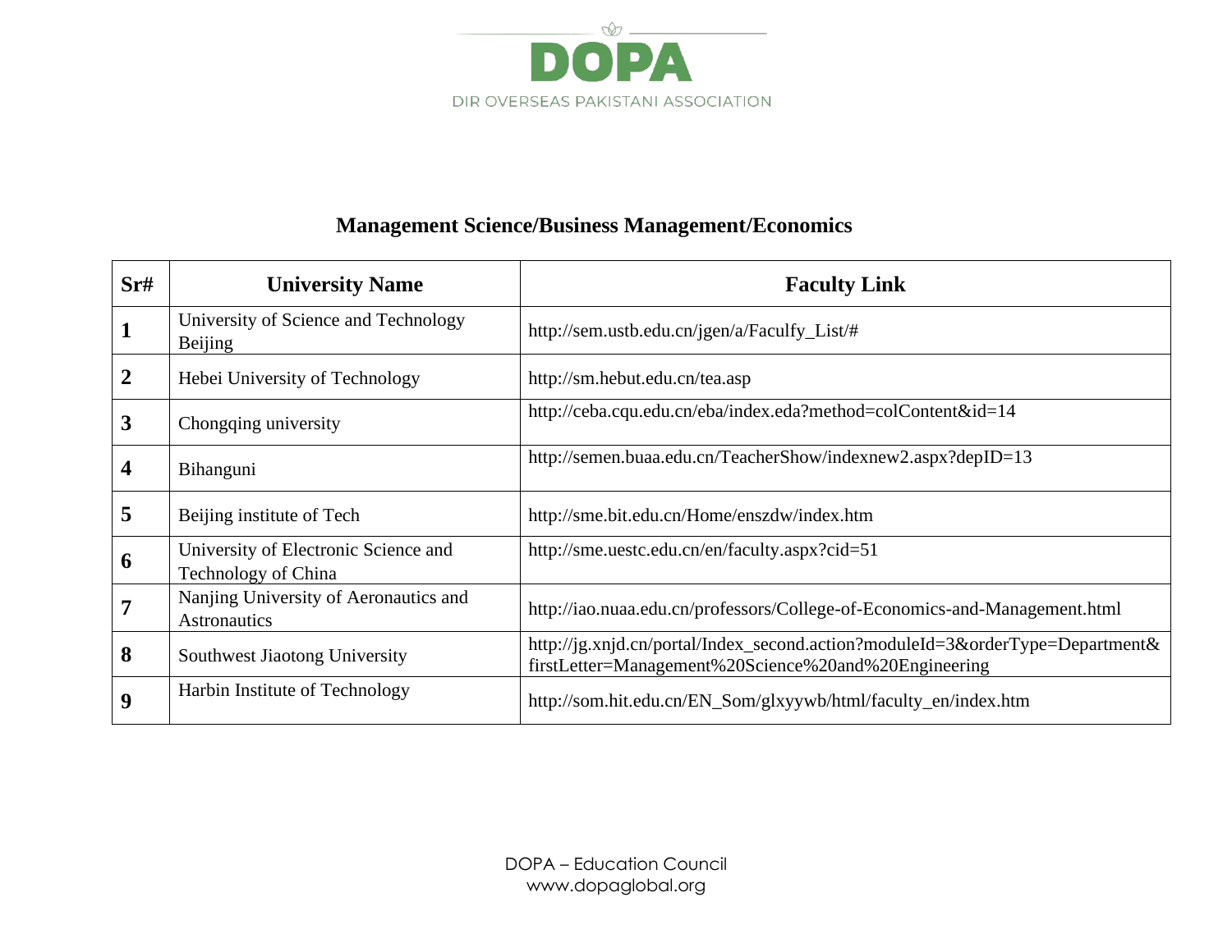DOPA

DIR OVERSEAS PAKISTANI ASSOCIATION

## Management Science/Business Management/Economics

| Sr# | University Name | Faculty Link |
|---|---|---|
| **1** | University of Science and Technology Beijing | http://sem.ustb.edu.cn/jgen/a/Faculfy_List/# |
| **2** | Hebei University of Technology | http://sm.hebut.edu.cn/tea.asp |
| **3** | Chongqing university | http://ceba.cqu.edu.cn/eba/index.eda?method=colContent&id=14 |
| **4** | Bihanguni | http://semen.buaa.edu.cn/TeacherShow/indexnew2.aspx?depID=13 |
| **5** | Beijing institute of Tech | http://sme.bit.edu.cn/Home/enszdw/index.htm |
| **6** | University of Electronic Science and Technology of China | http://sme.uestc.edu.cn/en/faculty.aspx?cid=51 |
| **7** | Nanjing University of Aeronautics and Astronautics | http://iao.nuaa.edu.cn/professors/College-of-Economics-and-Management.html |
| **8** | Southwest Jiaotong University | http://jg.xnjd.cn/portal/Index_second.action?moduleId=3&orderType=Department&firstLetter=Management%20Science%20and%20Engineering |
| **9** | Harbin Institute of Technology | http://som.hit.edu.cn/EN_Som/glxyywb/html/faculty_en/index.htm |

DOPA – Education Council
www.dopaglobal.org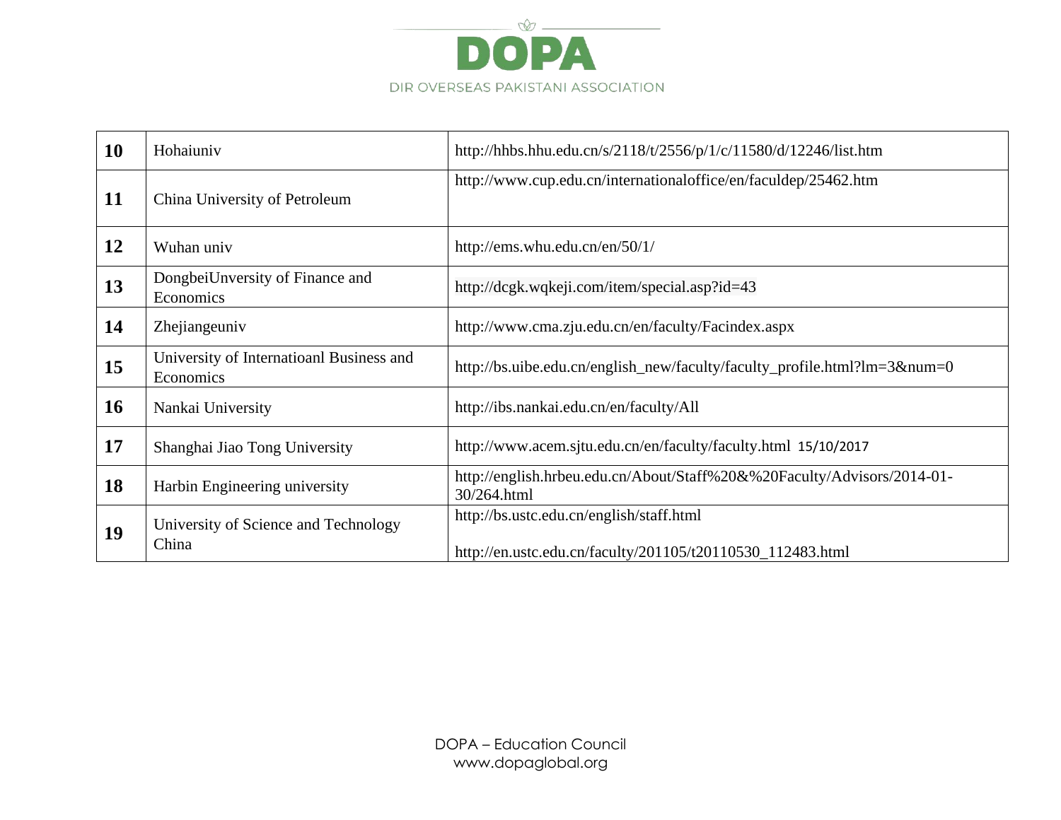| 10 | Hohaiuniv | http://hhbs.hhu.edu.cn/s/2118/t/2556/p/1/c/11580/d/12246/list.htm |
|---|---|---|
| 11 | China University of Petroleum | http://www.cup.edu.cn/internationaloffice/en/faculdep/25462.htm |
| 12 | Wuhan univ | http://ems.whu.edu.cn/en/50/1/ |
| 13 | DongbeiUnversity of Finance and Economics | http://dcgk.wqkeji.com/item/special.asp?id=43 |
| 14 | Zhejiangeuniv | http://www.cma.zju.edu.cn/en/faculty/Facindex.aspx |
| 15 | University of Internatioanl Business and Economics | http://bs.uibe.edu.cn/english_new/faculty/faculty_profile.html?lm=3&num=0 |
| 16 | Nankai University | http://ibs.nankai.edu.cn/en/faculty/All |
| 17 | Shanghai Jiao Tong University | http://www.acem.sjtu.edu.cn/en/faculty/faculty.html 15/10/2017 |
| 18 | Harbin Engineering university | http://english.hrbeu.edu.cn/About/Staff%20&%20Faculty/Advisors/2014-01-30/264.html |
| 19 | University of Science and Technology China | http://bs.ustc.edu.cn/english/staff.html<br><br>http://en.ustc.edu.cn/faculty/201105/t20110530_112483.html |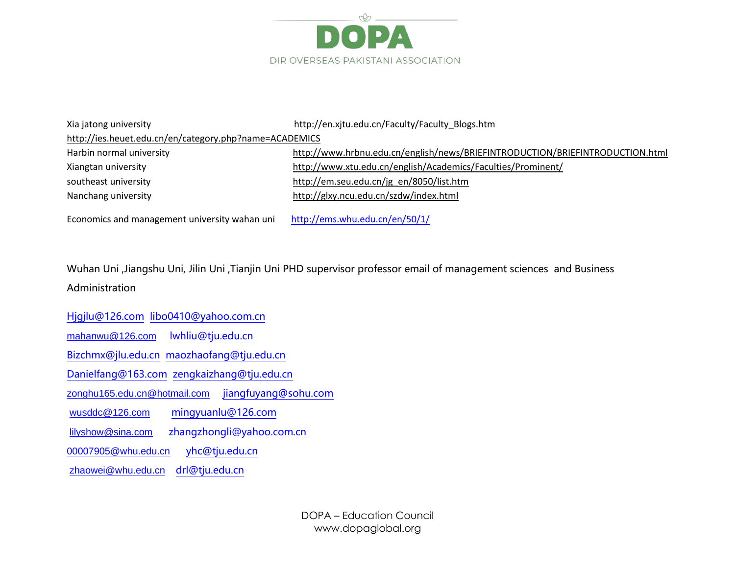Xia jatong university http://en.xjtu.edu.cn/Faculty/Faculty_Blogs.htm

http://ies.heuet.edu.cn/en/category.php?name=ACADEMICS

Harbin normal university http://www.hrbnu.edu.cn/english/news/BRIEFINTRODUCTION/BRIEFINTRODUCTION.html

Xiangtan university http://www.xtu.edu.cn/english/Academics/Faculties/Prominent/

southeast university http://em.seu.edu.cn/jg_en/8050/list.htm

Nanchang university http://glxy.ncu.edu.cn/szdw/index.html

Economics and management university wahan uni http://ems.whu.edu.cn/en/50/1/

Wuhan Uni ,Jiangshu Uni, Jilin Uni ,Tianjin Uni PHD supervisor professor email of management sciences and Business Administration

Hjgjlu@126.com libo0410@yahoo.com.cn

mahanwu@126.com lwhliu@tju.edu.cn

Bizchmx@jlu.edu.cn maozhaofang@tju.edu.cn

Danielfang@163.com zengkaizhang@tju.edu.cn

zonghu165.edu.cn@hotmail.com jiangfuyang@sohu.com

wusddc@126.com mingyuanlu@126.com

lilyshow@sina.com zhangzhongli@yahoo.com.cn

00007905@whu.edu.cn yhc@tju.edu.cn

zhaowei@whu.edu.cn drl@tju.edu.cn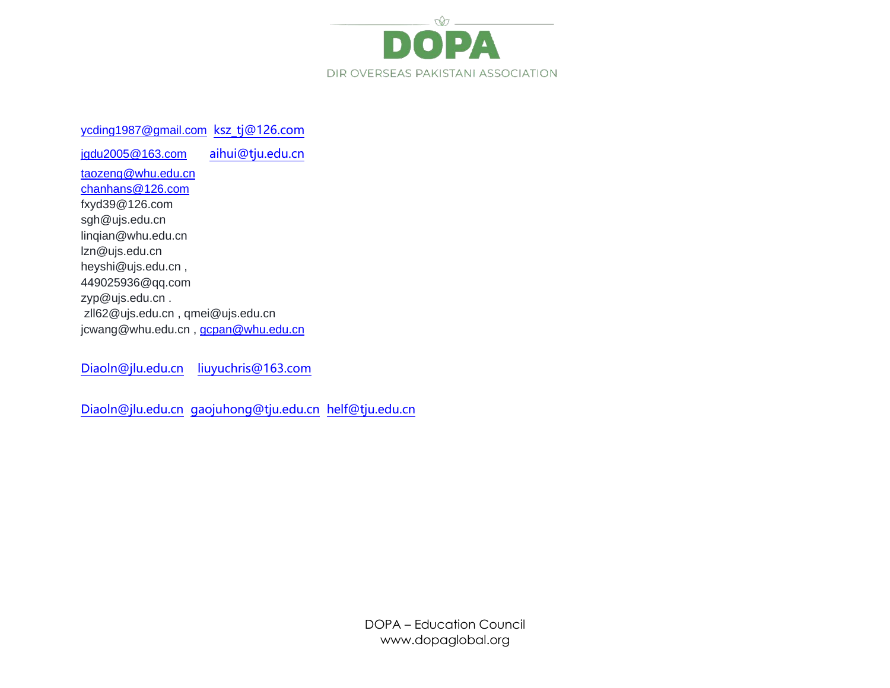DIR OVERSEAS PAKISTANI ASSOCIATION

ycding1987@gmail.com ksz_tj@126.com

jgdu2005@163.com aihui@tju.edu.cn

taozeng@whu.edu.cn
chanhans@126.com
fxyd39@126.com
sgh@ujs.edu.cn
linqian@whu.edu.cn
lzn@ujs.edu.cn
heyshi@ujs.edu.cn ,
449025936@qq.com
zyp@ujs.edu.cn .
zll62@ujs.edu.cn , qmei@ujs.edu.cn
jcwang@whu.edu.cn , gcpan@whu.edu.cn

Diaoln@jlu.edu.cn liuyuchris@163.com

Diaoln@jlu.edu.cn gaojuhong@tju.edu.cn helf@tju.edu.cn

DOPA – Education Council
www.dopaglobal.org